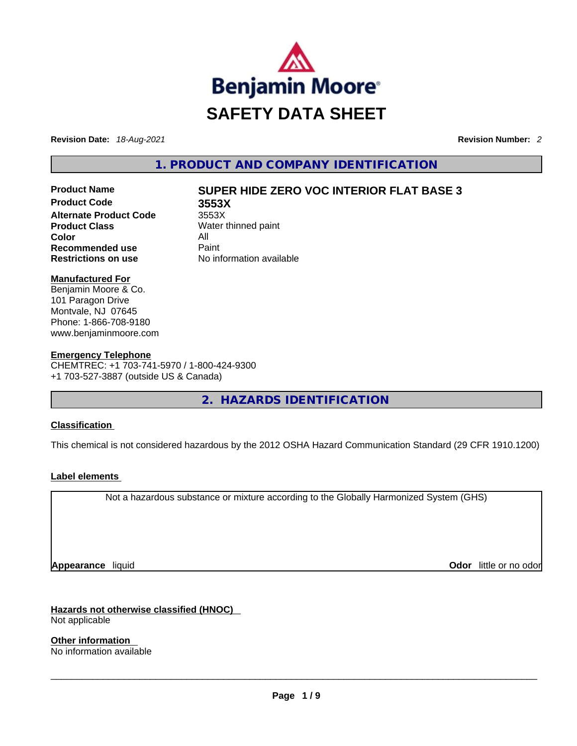Benjamin Moore

# SAFETY DATA SHEET

**Revision Date:** *18-Aug-2021* **Revision Number:** *2*

## 1. PRODUCT AND COMPANY IDENTIFICATION

| | |
|---|---|
| **Product Name** | **SUPER HIDE ZERO VOC INTERIOR FLAT BASE 3** |
| **Product Code** | **3553X** |
| **Alternate Product Code** | 3553X |
| **Product Class** | Water thinned paint |
| **Color** | All |
| **Recommended use** | Paint |
| **Restrictions on use** | No information available |

**Manufactured For**
Benjamin Moore & Co.
101 Paragon Drive
Montvale, NJ 07645
Phone: 1-866-708-9180
www.benjaminmoore.com

**Emergency Telephone**
CHEMTREC: +1 703-741-5970 / 1-800-424-9300
+1 703-527-3887 (outside US & Canada)

## 2. HAZARDS IDENTIFICATION

**Classification**

This chemical is not considered hazardous by the 2012 OSHA Hazard Communication Standard (29 CFR 1910.1200)

**Label elements**

Not a hazardous substance or mixture according to the Globally Harmonized System (GHS)

**Appearance** liquid **Odor** little or no odor

**Hazards not otherwise classified (HNOC)**
Not applicable

**Other information**
No information available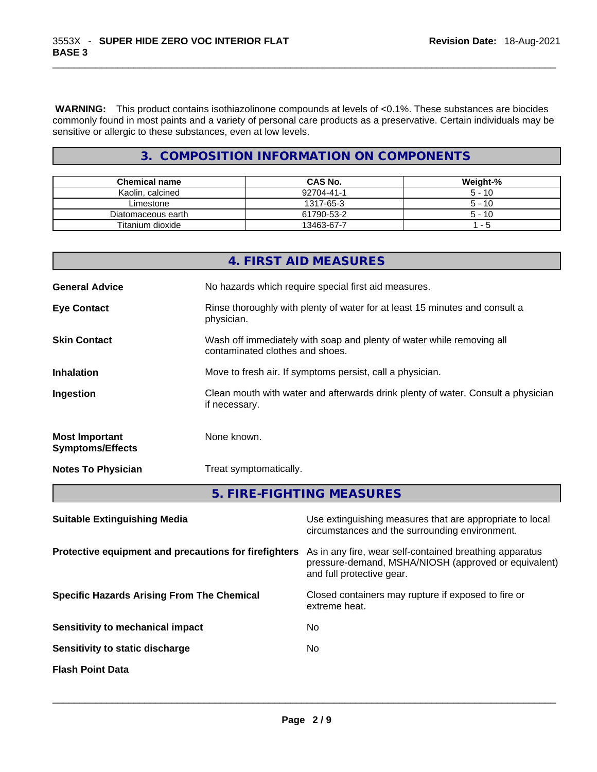**WARNING:** This product contains isothiazolinone compounds at levels of <0.1%. These substances are biocides commonly found in most paints and a variety of personal care products as a preservative. Certain individuals may be sensitive or allergic to these substances, even at low levels.

## 3. COMPOSITION INFORMATION ON COMPONENTS

| Chemical name | CAS No. | Weight-% |
|---|---|---|
| Kaolin, calcined | 92704-41-1 | 5 - 10 |
| Limestone | 1317-65-3 | 5 - 10 |
| Diatomaceous earth | 61790-53-2 | 5 - 10 |
| Titanium dioxide | 13463-67-7 | 1 - 5 |

## 4. FIRST AID MEASURES

**General Advice**: No hazards which require special first aid measures.

**Eye Contact**: Rinse thoroughly with plenty of water for at least 15 minutes and consult a physician.

**Skin Contact**: Wash off immediately with soap and plenty of water while removing all contaminated clothes and shoes.

**Inhalation**: Move to fresh air. If symptoms persist, call a physician.

**Ingestion**: Clean mouth with water and afterwards drink plenty of water. Consult a physician if necessary.

**Most Important Symptoms/Effects**: None known.

**Notes To Physician**: Treat symptomatically.

## 5. FIRE-FIGHTING MEASURES

**Suitable Extinguishing Media**: Use extinguishing measures that are appropriate to local circumstances and the surrounding environment.

**Protective equipment and precautions for firefighters**: As in any fire, wear self-contained breathing apparatus pressure-demand, MSHA/NIOSH (approved or equivalent) and full protective gear.

**Specific Hazards Arising From The Chemical**: Closed containers may rupture if exposed to fire or extreme heat.

**Sensitivity to mechanical impact**: No

**Sensitivity to static discharge**: No

**Flash Point Data**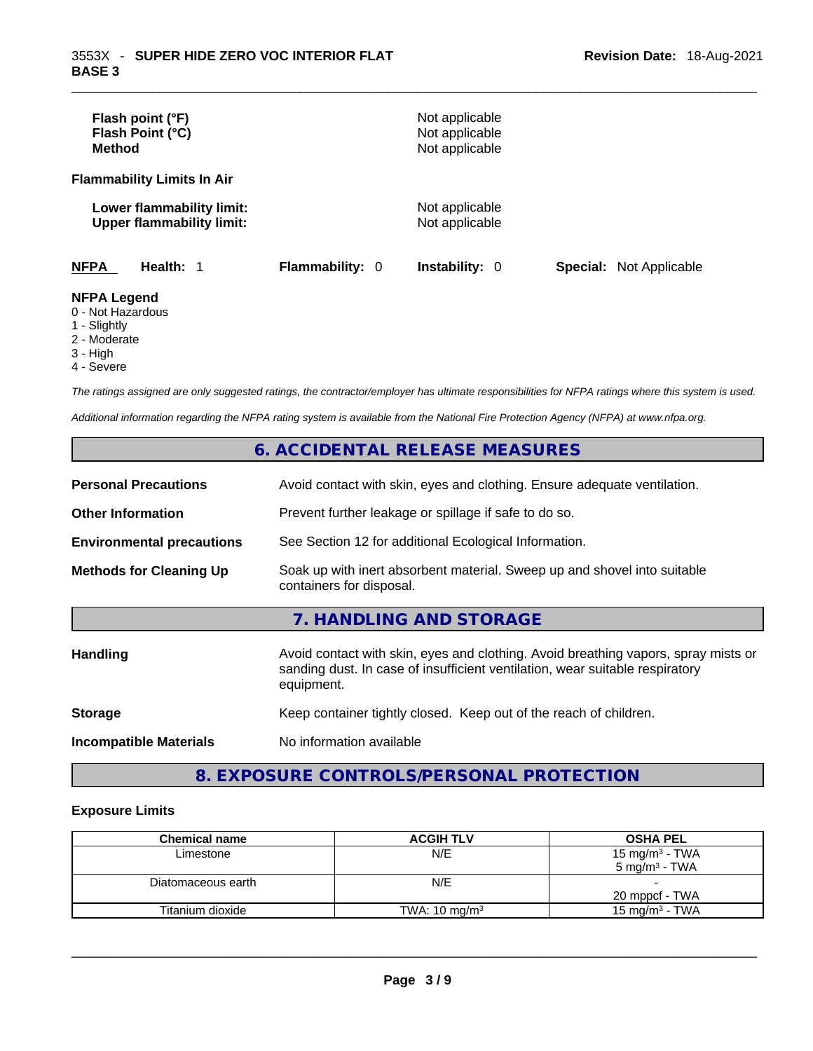| | |
|---|---|
| **Flash point (°F)** | Not applicable |
| **Flash Point (°C)** | Not applicable |
| **Method** | Not applicable |

**Flammability Limits In Air**

| | |
|---|---|
| **Lower flammability limit:** | Not applicable |
| **Upper flammability limit:** | Not applicable |

**NFPA** **Health:** 1 **Flammability:** 0 **Instability:** 0 **Special:** Not Applicable

**NFPA Legend**
- 0 - Not Hazardous
- 1 - Slightly
- 2 - Moderate
- 3 - High
- 4 - Severe

*The ratings assigned are only suggested ratings, the contractor/employer has ultimate responsibilities for NFPA ratings where this system is used.*

*Additional information regarding the NFPA rating system is available from the National Fire Protection Agency (NFPA) at www.nfpa.org.*

## 6. ACCIDENTAL RELEASE MEASURES

| | |
|---|---|
| **Personal Precautions** | Avoid contact with skin, eyes and clothing. Ensure adequate ventilation. |
| **Other Information** | Prevent further leakage or spillage if safe to do so. |
| **Environmental precautions** | See Section 12 for additional Ecological Information. |
| **Methods for Cleaning Up** | Soak up with inert absorbent material. Sweep up and shovel into suitable containers for disposal. |

## 7. HANDLING AND STORAGE

| | |
|---|---|
| **Handling** | Avoid contact with skin, eyes and clothing. Avoid breathing vapors, spray mists or sanding dust. In case of insufficient ventilation, wear suitable respiratory equipment. |
| **Storage** | Keep container tightly closed. Keep out of the reach of children. |
| **Incompatible Materials** | No information available |

## 8. EXPOSURE CONTROLS/PERSONAL PROTECTION

### Exposure Limits

| Chemical name | ACGIH TLV | OSHA PEL |
|---|---|---|
| Limestone | N/E | 15 mg/m³ - TWA<br>5 mg/m³ - TWA |
| Diatomaceous earth | N/E | -<br>20 mppcf - TWA |
| Titanium dioxide | TWA: 10 mg/m³ | 15 mg/m³ - TWA |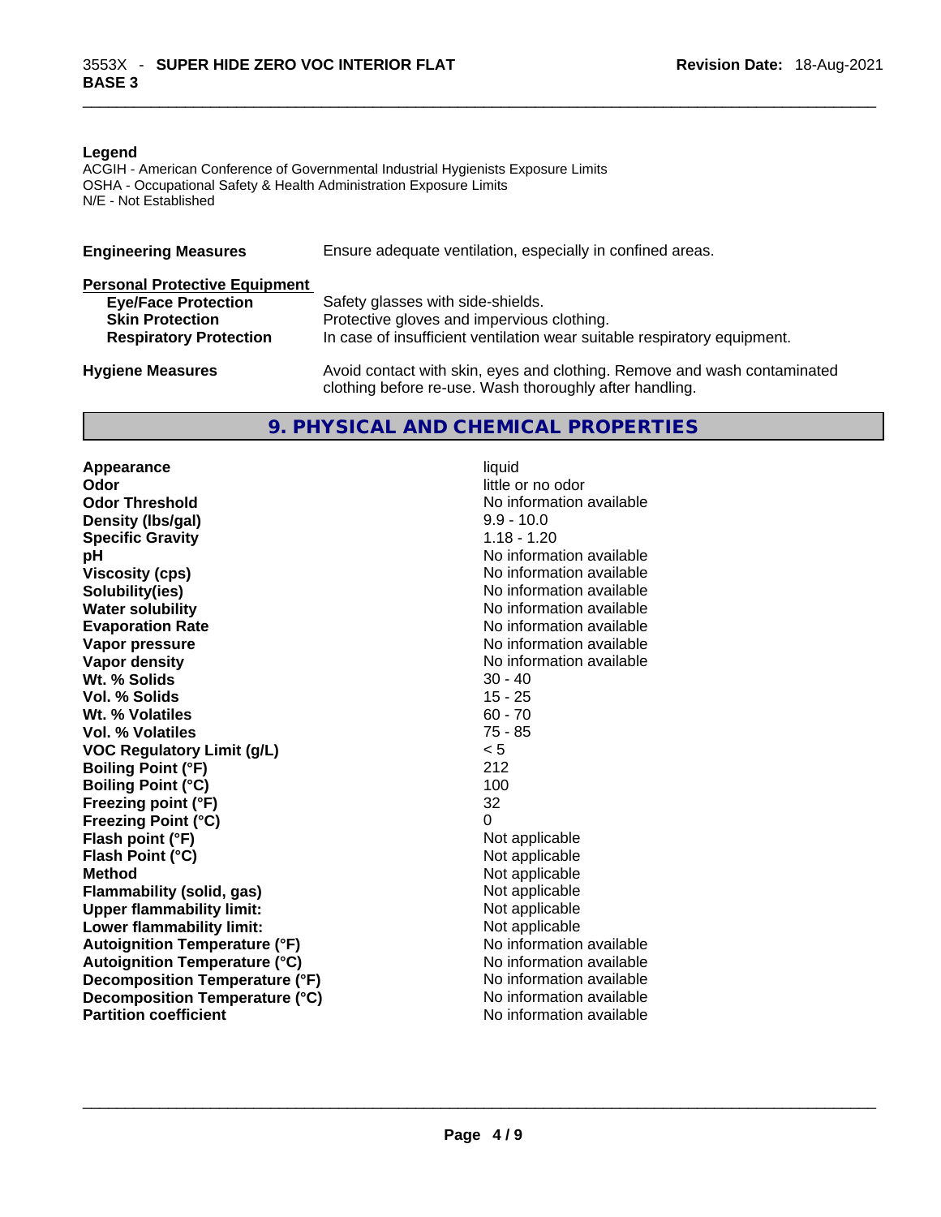**Legend**

ACGIH - American Conference of Governmental Industrial Hygienists Exposure Limits
OSHA - Occupational Safety & Health Administration Exposure Limits
N/E - Not Established

| | |
|---|---|
| **Engineering Measures** | Ensure adequate ventilation, especially in confined areas. |

**Personal Protective Equipment**

| | |
|---|---|
| **Eye/Face Protection** | Safety glasses with side-shields. |
| **Skin Protection** | Protective gloves and impervious clothing. |
| **Respiratory Protection** | In case of insufficient ventilation wear suitable respiratory equipment. |
| **Hygiene Measures** | Avoid contact with skin, eyes and clothing. Remove and wash contaminated clothing before re-use. Wash thoroughly after handling. |

## 9. PHYSICAL AND CHEMICAL PROPERTIES

| | |
|---|---|
| **Appearance** | liquid |
| **Odor** | little or no odor |
| **Odor Threshold** | No information available |
| **Density (lbs/gal)** | 9.9 - 10.0 |
| **Specific Gravity** | 1.18 - 1.20 |
| **pH** | No information available |
| **Viscosity (cps)** | No information available |
| **Solubility(ies)** | No information available |
| **Water solubility** | No information available |
| **Evaporation Rate** | No information available |
| **Vapor pressure** | No information available |
| **Vapor density** | No information available |
| **Wt. % Solids** | 30 - 40 |
| **Vol. % Solids** | 15 - 25 |
| **Wt. % Volatiles** | 60 - 70 |
| **Vol. % Volatiles** | 75 - 85 |
| **VOC Regulatory Limit (g/L)** | < 5 |
| **Boiling Point (°F)** | 212 |
| **Boiling Point (°C)** | 100 |
| **Freezing point (°F)** | 32 |
| **Freezing Point (°C)** | 0 |
| **Flash point (°F)** | Not applicable |
| **Flash Point (°C)** | Not applicable |
| **Method** | Not applicable |
| **Flammability (solid, gas)** | Not applicable |
| **Upper flammability limit:** | Not applicable |
| **Lower flammability limit:** | Not applicable |
| **Autoignition Temperature (°F)** | No information available |
| **Autoignition Temperature (°C)** | No information available |
| **Decomposition Temperature (°F)** | No information available |
| **Decomposition Temperature (°C)** | No information available |
| **Partition coefficient** | No information available |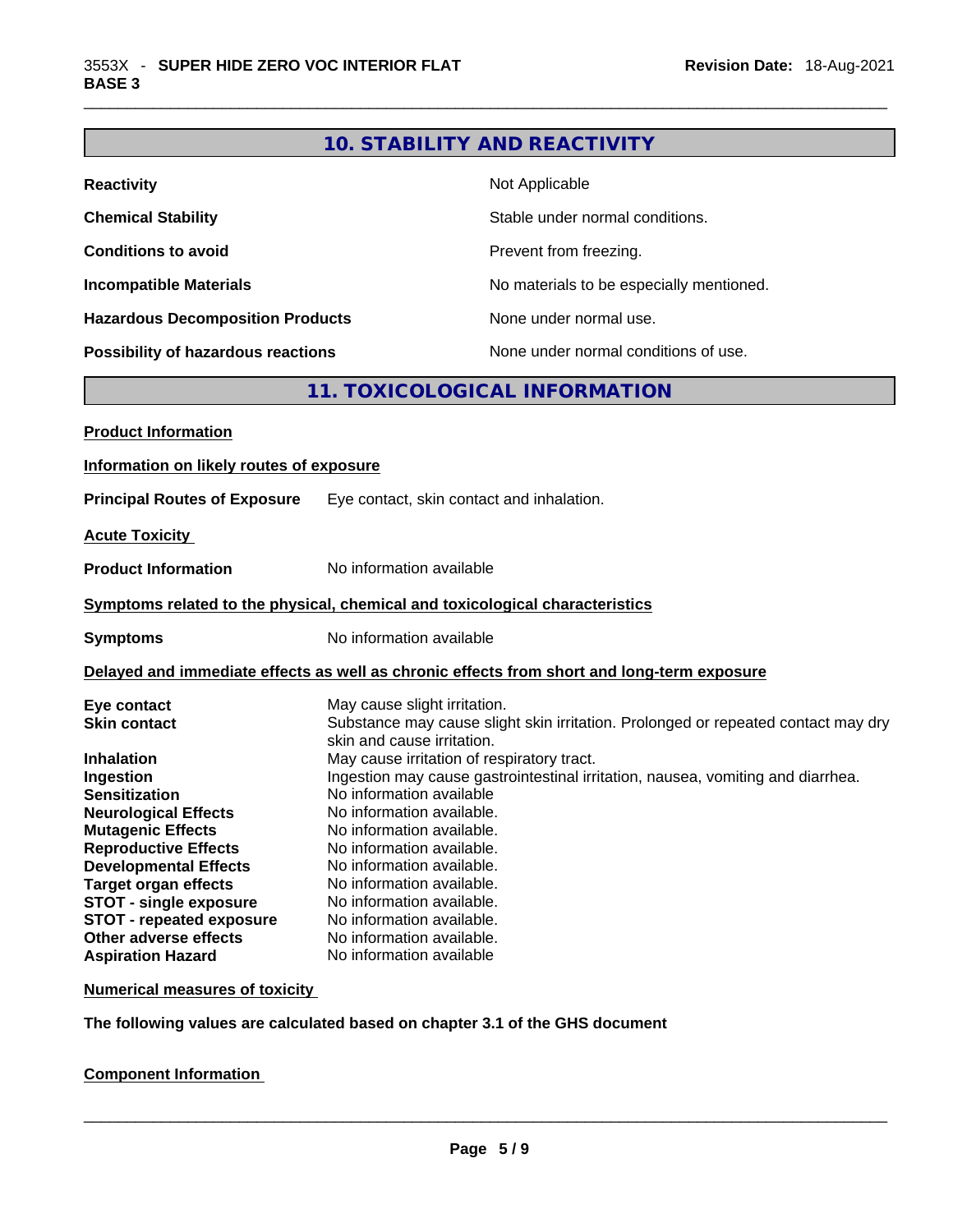## 10. STABILITY AND REACTIVITY

| | |
|---|---|
| **Reactivity** | Not Applicable |
| **Chemical Stability** | Stable under normal conditions. |
| **Conditions to avoid** | Prevent from freezing. |
| **Incompatible Materials** | No materials to be especially mentioned. |
| **Hazardous Decomposition Products** | None under normal use. |
| **Possibility of hazardous reactions** | None under normal conditions of use. |

## 11. TOXICOLOGICAL INFORMATION

**Product Information**

**Information on likely routes of exposure**

**Principal Routes of Exposure** Eye contact, skin contact and inhalation.

**Acute Toxicity**

**Product Information** No information available

**Symptoms related to the physical, chemical and toxicological characteristics**

**Symptoms** No information available

**Delayed and immediate effects as well as chronic effects from short and long-term exposure**

| | |
|---|---|
| **Eye contact** | May cause slight irritation. |
| **Skin contact** | Substance may cause slight skin irritation. Prolonged or repeated contact may dry skin and cause irritation. |
| **Inhalation** | May cause irritation of respiratory tract. |
| **Ingestion** | Ingestion may cause gastrointestinal irritation, nausea, vomiting and diarrhea. |
| **Sensitization** | No information available |
| **Neurological Effects** | No information available. |
| **Mutagenic Effects** | No information available. |
| **Reproductive Effects** | No information available. |
| **Developmental Effects** | No information available. |
| **Target organ effects** | No information available. |
| **STOT - single exposure** | No information available. |
| **STOT - repeated exposure** | No information available. |
| **Other adverse effects** | No information available. |
| **Aspiration Hazard** | No information available |

**Numerical measures of toxicity**

**The following values are calculated based on chapter 3.1 of the GHS document**

**Component Information**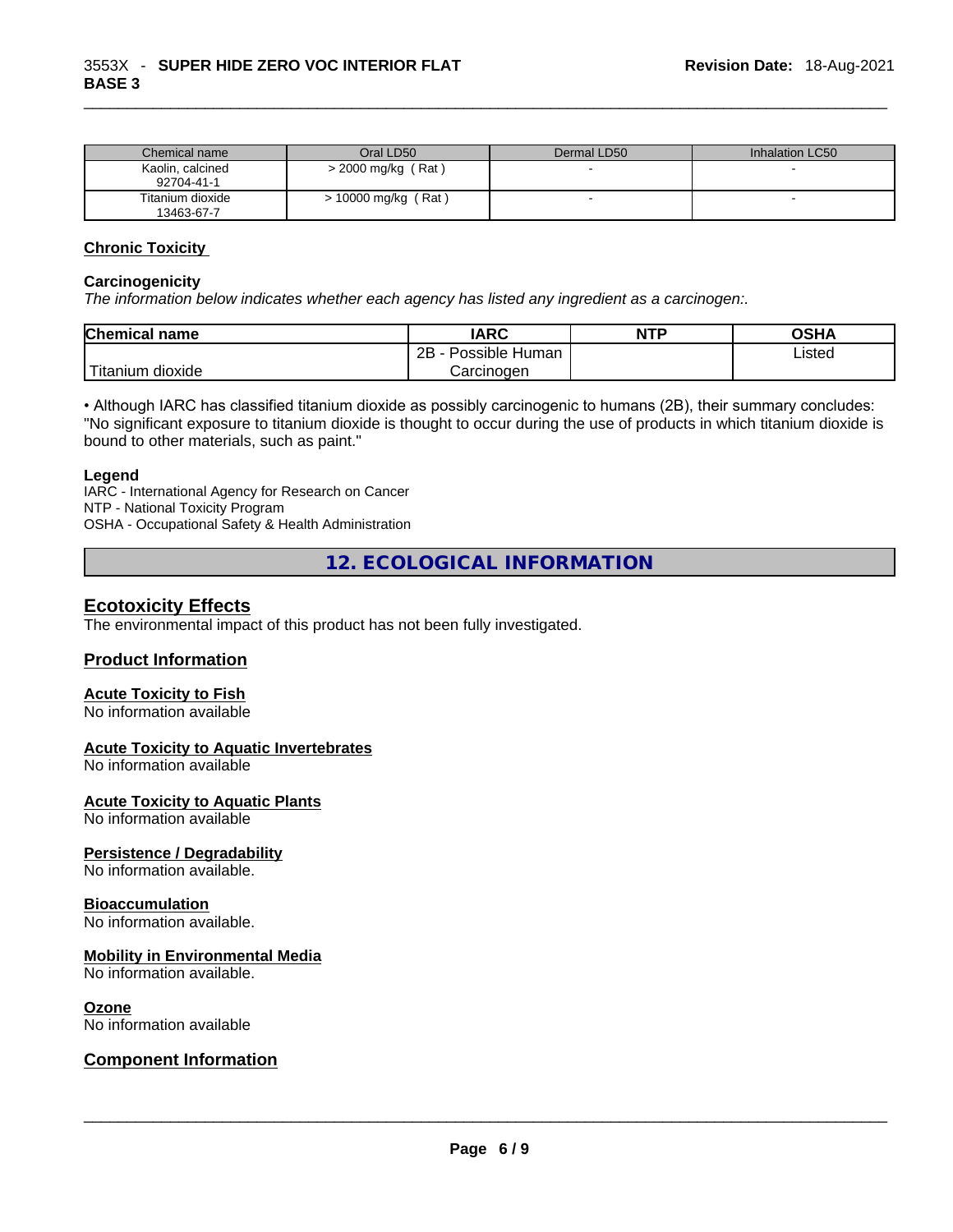| Chemical name | Oral LD50 | Dermal LD50 | Inhalation LC50 |
|---|---|---|---|
| Kaolin, calcined 92704-41-1 | > 2000 mg/kg ( Rat ) | - | - |
| Titanium dioxide 13463-67-7 | > 10000 mg/kg ( Rat ) | - | - |

## Chronic Toxicity

### Carcinogenicity

*The information below indicates whether each agency has listed any ingredient as a carcinogen:.*

| Chemical name | IARC | NTP | OSHA |
|---|---|---|---|
| Titanium dioxide | 2B - Possible Human Carcinogen | | Listed |

• Although IARC has classified titanium dioxide as possibly carcinogenic to humans (2B), their summary concludes: "No significant exposure to titanium dioxide is thought to occur during the use of products in which titanium dioxide is bound to other materials, such as paint."

**Legend**

IARC - International Agency for Research on Cancer
NTP - National Toxicity Program
OSHA - Occupational Safety & Health Administration

# 12. ECOLOGICAL INFORMATION

## Ecotoxicity Effects

The environmental impact of this product has not been fully investigated.

## Product Information

### Acute Toxicity to Fish

No information available

### Acute Toxicity to Aquatic Invertebrates

No information available

### Acute Toxicity to Aquatic Plants

No information available

### Persistence / Degradability

No information available.

### Bioaccumulation

No information available.

### Mobility in Environmental Media

No information available.

### Ozone

No information available

## Component Information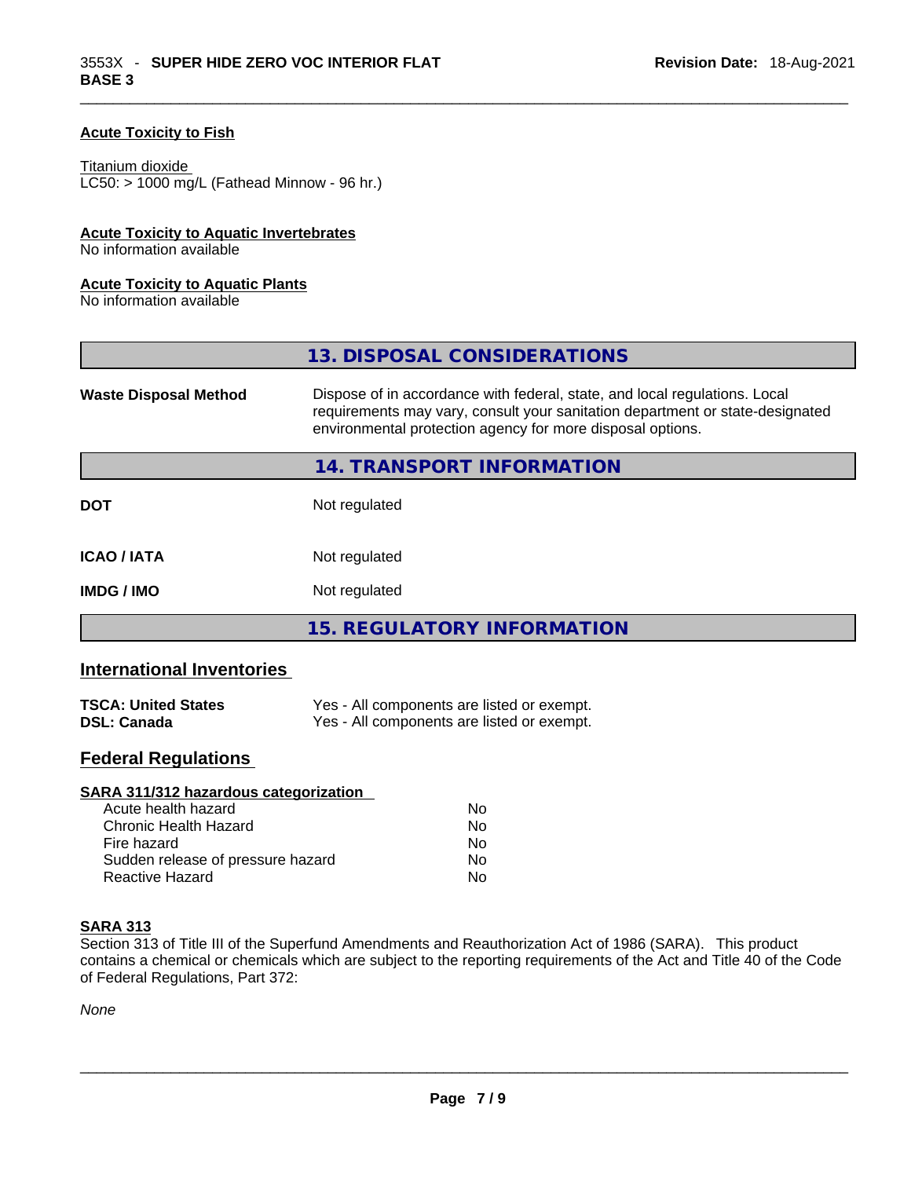**Acute Toxicity to Fish**

Titanium dioxide
LC50: > 1000 mg/L (Fathead Minnow - 96 hr.)

**Acute Toxicity to Aquatic Invertebrates**
No information available

**Acute Toxicity to Aquatic Plants**
No information available

## 13. DISPOSAL CONSIDERATIONS

**Waste Disposal Method** Dispose of in accordance with federal, state, and local regulations. Local requirements may vary, consult your sanitation department or state-designated environmental protection agency for more disposal options.

## 14. TRANSPORT INFORMATION

| | |
|---|---|
| **DOT** | Not regulated |
| **ICAO / IATA** | Not regulated |
| **IMDG / IMO** | Not regulated |

## 15. REGULATORY INFORMATION

### International Inventories

| | |
|---|---|
| **TSCA: United States** | Yes - All components are listed or exempt. |
| **DSL: Canada** | Yes - All components are listed or exempt. |

### Federal Regulations

**SARA 311/312 hazardous categorization**

| | |
|---|---|
| Acute health hazard | No |
| Chronic Health Hazard | No |
| Fire hazard | No |
| Sudden release of pressure hazard | No |
| Reactive Hazard | No |

**SARA 313**
Section 313 of Title III of the Superfund Amendments and Reauthorization Act of 1986 (SARA). This product contains a chemical or chemicals which are subject to the reporting requirements of the Act and Title 40 of the Code of Federal Regulations, Part 372:

*None*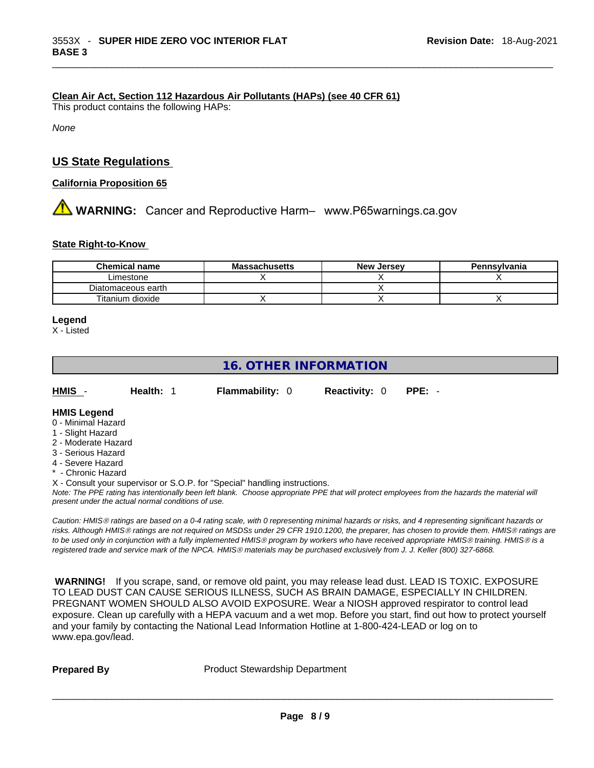**Clean Air Act, Section 112 Hazardous Air Pollutants (HAPs) (see 40 CFR 61)**

This product contains the following HAPs:

*None*

## US State Regulations

**California Proposition 65**

⚠ **WARNING:** Cancer and Reproductive Harm– www.P65warnings.ca.gov

**State Right-to-Know**

| Chemical name | Massachusetts | New Jersey | Pennsylvania |
|---|---|---|---|
| Limestone | X | X | X |
| Diatomaceous earth | | X | |
| Titanium dioxide | X | X | X |

**Legend**

X - Listed

## 16. OTHER INFORMATION

**HMIS** - **Health:** 1 **Flammability:** 0 **Reactivity:** 0 **PPE:** -

**HMIS Legend**

0 - Minimal Hazard
1 - Slight Hazard
2 - Moderate Hazard
3 - Serious Hazard
4 - Severe Hazard
* - Chronic Hazard
X - Consult your supervisor or S.O.P. for "Special" handling instructions.

*Note: The PPE rating has intentionally been left blank. Choose appropriate PPE that will protect employees from the hazards the material will present under the actual normal conditions of use.*

*Caution: HMIS® ratings are based on a 0-4 rating scale, with 0 representing minimal hazards or risks, and 4 representing significant hazards or risks. Although HMIS® ratings are not required on MSDSs under 29 CFR 1910.1200, the preparer, has chosen to provide them. HMIS® ratings are to be used only in conjunction with a fully implemented HMIS® program by workers who have received appropriate HMIS® training. HMIS® is a registered trade and service mark of the NPCA. HMIS® materials may be purchased exclusively from J. J. Keller (800) 327-6868.*

**WARNING!** If you scrape, sand, or remove old paint, you may release lead dust. LEAD IS TOXIC. EXPOSURE TO LEAD DUST CAN CAUSE SERIOUS ILLNESS, SUCH AS BRAIN DAMAGE, ESPECIALLY IN CHILDREN. PREGNANT WOMEN SHOULD ALSO AVOID EXPOSURE. Wear a NIOSH approved respirator to control lead exposure. Clean up carefully with a HEPA vacuum and a wet mop. Before you start, find out how to protect yourself and your family by contacting the National Lead Information Hotline at 1-800-424-LEAD or log on to www.epa.gov/lead.

**Prepared By** Product Stewardship Department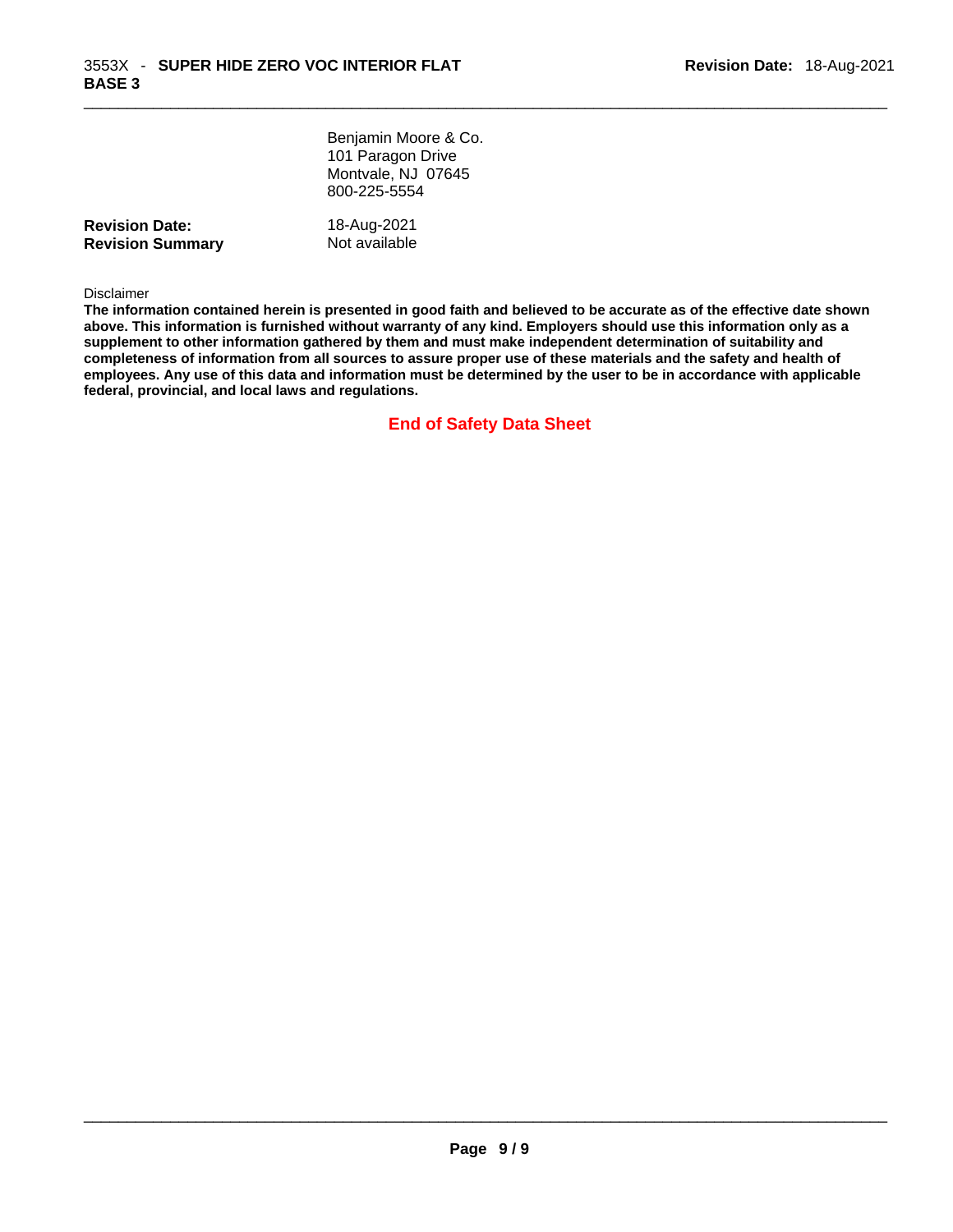Benjamin Moore & Co.
101 Paragon Drive
Montvale, NJ 07645
800-225-5554

| | |
|---|---|
| **Revision Date:** | 18-Aug-2021 |
| **Revision Summary** | Not available |

Disclaimer

**The information contained herein is presented in good faith and believed to be accurate as of the effective date shown above. This information is furnished without warranty of any kind. Employers should use this information only as a supplement to other information gathered by them and must make independent determination of suitability and completeness of information from all sources to assure proper use of these materials and the safety and health of employees. Any use of this data and information must be determined by the user to be in accordance with applicable federal, provincial, and local laws and regulations.**

**End of Safety Data Sheet**